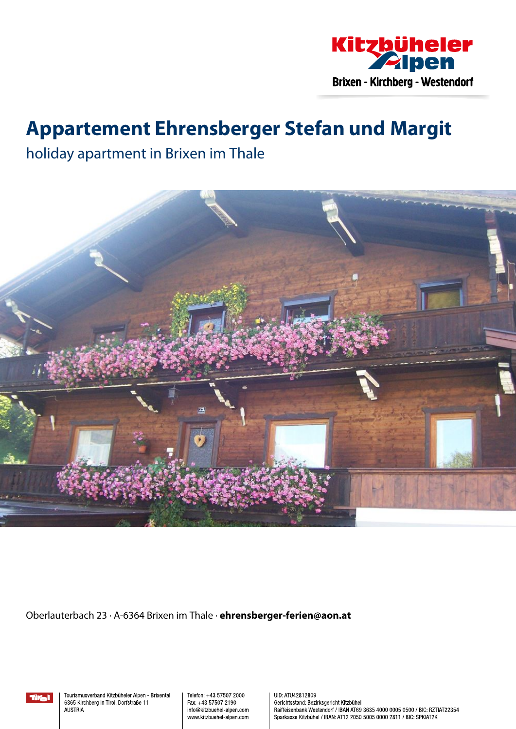Kitzbüheler Alpen
Brixen - Kirchberg - Westendorf

# Appartement Ehrensberger Stefan und Margit

## holiday apartment in Brixen im Thale

Oberlauterbach 23 · A-6364 Brixen im Thale · **ehrensberger-ferien@aon.at**

Tourismusverband Kitzbüheler Alpen - Brixental
6365 Kirchberg in Tirol, Dorfstraße 11
AUSTRIA

Telefon: +43 57507 2000
Fax: +43 57507 2190
info@kitzbuehel-alpen.com
www.kitzbuehel-alpen.com

UID: ATU42812809
Gerichtsstand: Bezirksgericht Kitzbühel
Raiffeisenbank Westendorf / IBAN AT69 3635 4000 0005 0500 / BIC: RZTIAT22354
Sparkasse Kitzbühel / IBAN: AT12 2050 5005 0000 2811 / BIC: SPKIAT2K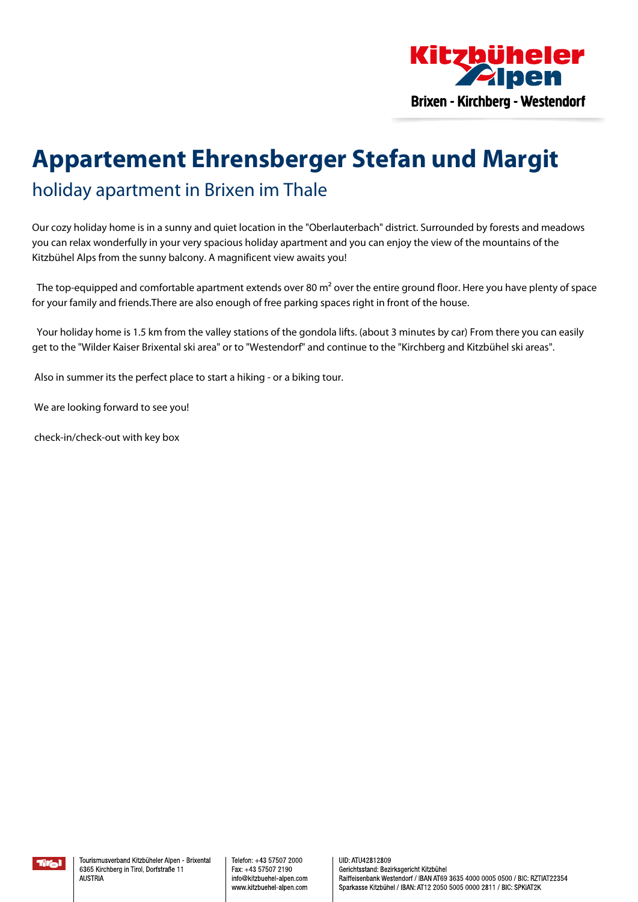# Appartement Ehrensberger Stefan und Margit

## holiday apartment in Brixen im Thale

Our cozy holiday home is in a sunny and quiet location in the "Oberlauterbach" district. Surrounded by forests and meadows you can relax wonderfully in your very spacious holiday apartment and you can enjoy the view of the mountains of the Kitzbühel Alps from the sunny balcony. A magnificent view awaits you!

The top-equipped and comfortable apartment extends over 80 m² over the entire ground floor. Here you have plenty of space for your family and friends.There are also enough of free parking spaces right in front of the house.

Your holiday home is 1.5 km from the valley stations of the gondola lifts. (about 3 minutes by car) From there you can easily get to the "Wilder Kaiser Brixental ski area" or to "Westendorf" and continue to the "Kirchberg and Kitzbühel ski areas".

Also in summer its the perfect place to start a hiking - or a biking tour.

We are looking forward to see you!

check-in/check-out with key box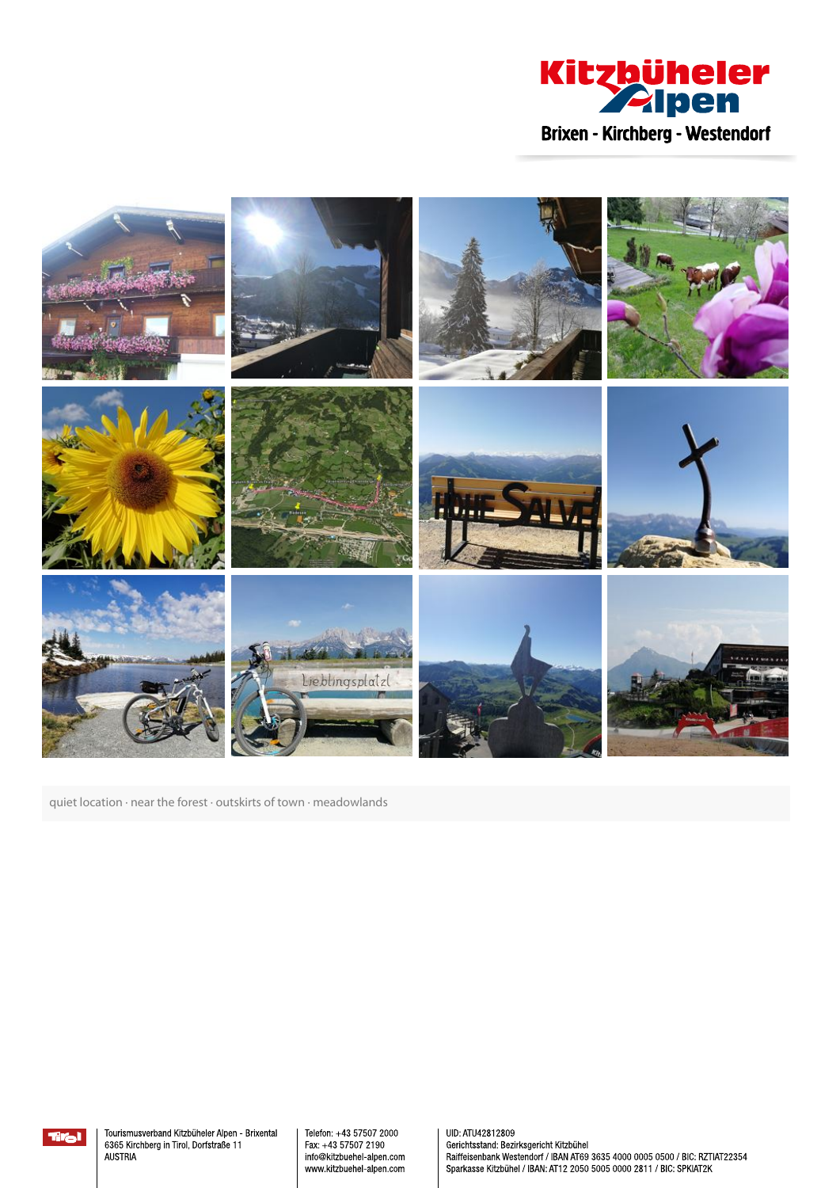quiet location · near the forest · outskirts of town · meadowlands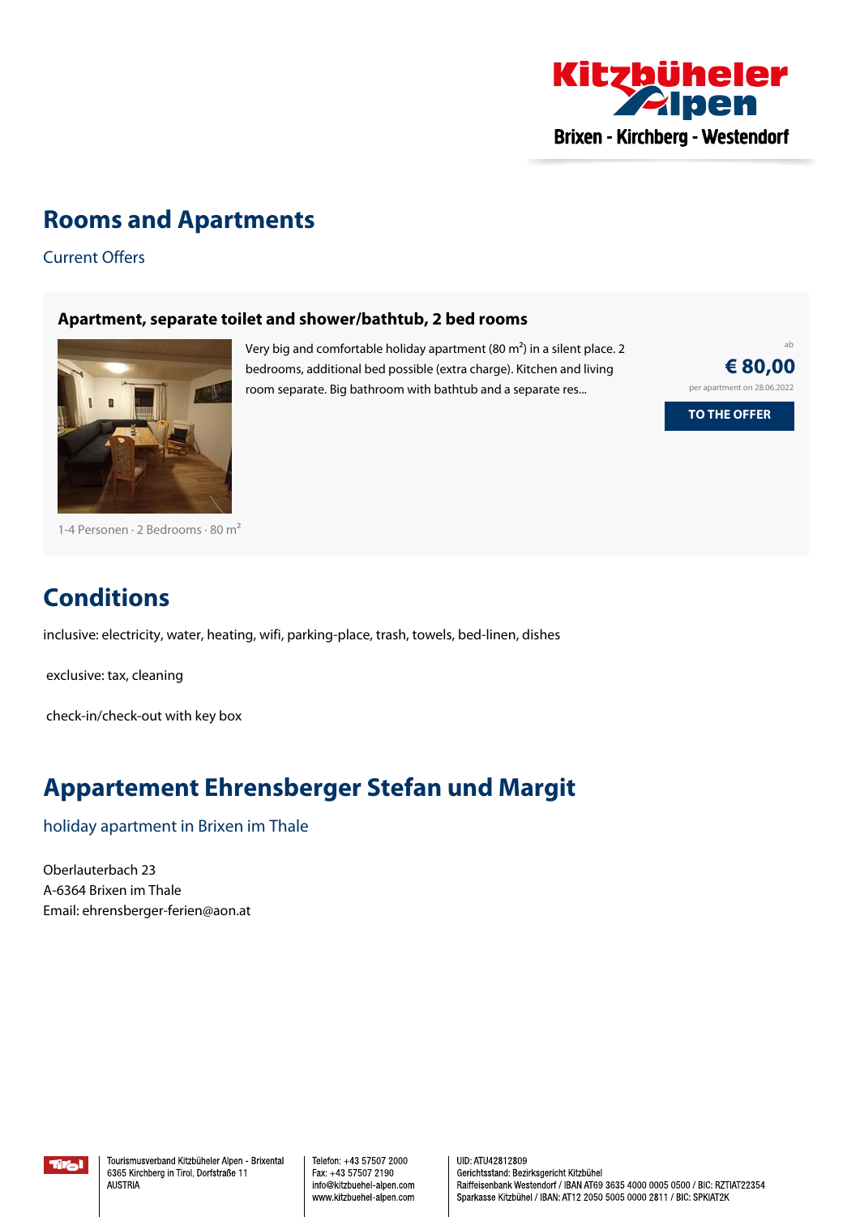# Rooms and Apartments

Current Offers

### Apartment, separate toilet and shower/bathtub, 2 bed rooms

Very big and comfortable holiday apartment (80 m²) in a silent place. 2 bedrooms, additional bed possible (extra charge). Kitchen and living room separate. Big bathroom with bathtub and a separate res...

ab

**€ 80,00**

per apartment on 28.06.2022

**TO THE OFFER**

1-4 Personen · 2 Bedrooms · 80 m²

## Conditions

inclusive: electricity, water, heating, wifi, parking-place, trash, towels, bed-linen, dishes

exclusive: tax, cleaning

check-in/check-out with key box

## Appartement Ehrensberger Stefan und Margit

holiday apartment in Brixen im Thale

Oberlauterbach 23
A-6364 Brixen im Thale
Email: ehrensberger-ferien@aon.at